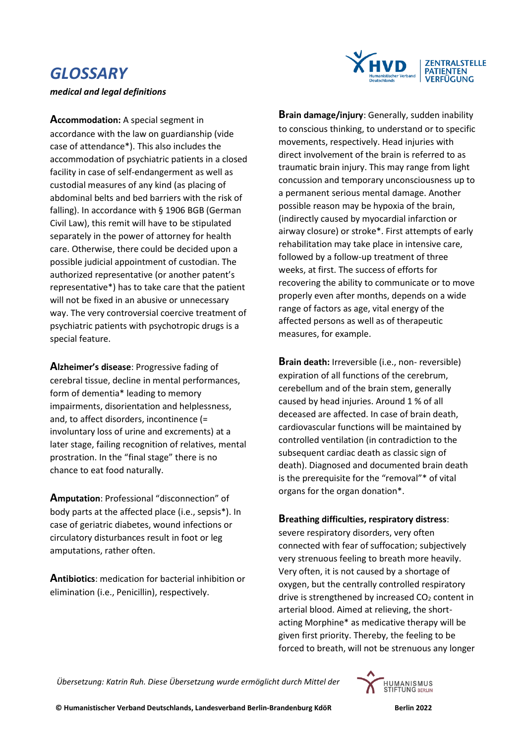# GLOSSARY

***medical and legal definitions***

**Accommodation:** A special segment in accordance with the law on guardianship (vide case of attendance*). This also includes the accommodation of psychiatric patients in a closed facility in case of self-endangerment as well as custodial measures of any kind (as placing of abdominal belts and bed barriers with the risk of falling). In accordance with § 1906 BGB (German Civil Law), this remit will have to be stipulated separately in the power of attorney for health care. Otherwise, there could be decided upon a possible judicial appointment of custodian. The authorized representative (or another patent's representative*) has to take care that the patient will not be fixed in an abusive or unnecessary way. The very controversial coercive treatment of psychiatric patients with psychotropic drugs is a special feature.

**Alzheimer's disease**: Progressive fading of cerebral tissue, decline in mental performances, form of dementia* leading to memory impairments, disorientation and helplessness, and, to affect disorders, incontinence (= involuntary loss of urine and excrements) at a later stage, failing recognition of relatives, mental prostration. In the "final stage" there is no chance to eat food naturally.

**Amputation**: Professional "disconnection" of body parts at the affected place (i.e., sepsis*). In case of geriatric diabetes, wound infections or circulatory disturbances result in foot or leg amputations, rather often.

**Antibiotics**: medication for bacterial inhibition or elimination (i.e., Penicillin), respectively.

**Brain damage/injury**: Generally, sudden inability to conscious thinking, to understand or to specific movements, respectively. Head injuries with direct involvement of the brain is referred to as traumatic brain injury. This may range from light concussion and temporary unconsciousness up to a permanent serious mental damage. Another possible reason may be hypoxia of the brain, (indirectly caused by myocardial infarction or airway closure) or stroke*. First attempts of early rehabilitation may take place in intensive care, followed by a follow-up treatment of three weeks, at first. The success of efforts for recovering the ability to communicate or to move properly even after months, depends on a wide range of factors as age, vital energy of the affected persons as well as of therapeutic measures, for example.

**Brain death:** Irreversible (i.e., non- reversible) expiration of all functions of the cerebrum, cerebellum and of the brain stem, generally caused by head injuries. Around 1 % of all deceased are affected. In case of brain death, cardiovascular functions will be maintained by controlled ventilation (in contradiction to the subsequent cardiac death as classic sign of death). Diagnosed and documented brain death is the prerequisite for the "removal"* of vital organs for the organ donation*.

**Breathing difficulties, respiratory distress**: severe respiratory disorders, very often connected with fear of suffocation; subjectively very strenuous feeling to breath more heavily. Very often, it is not caused by a shortage of oxygen, but the centrally controlled respiratory drive is strengthened by increased $CO_2$ content in arterial blood. Aimed at relieving, the short-acting Morphine* as medicative therapy will be given first priority. Thereby, the feeling to be forced to breath, will not be strenuous any longer

*Übersetzung: Katrin Ruh. Diese Übersetzung wurde ermöglicht durch Mittel der*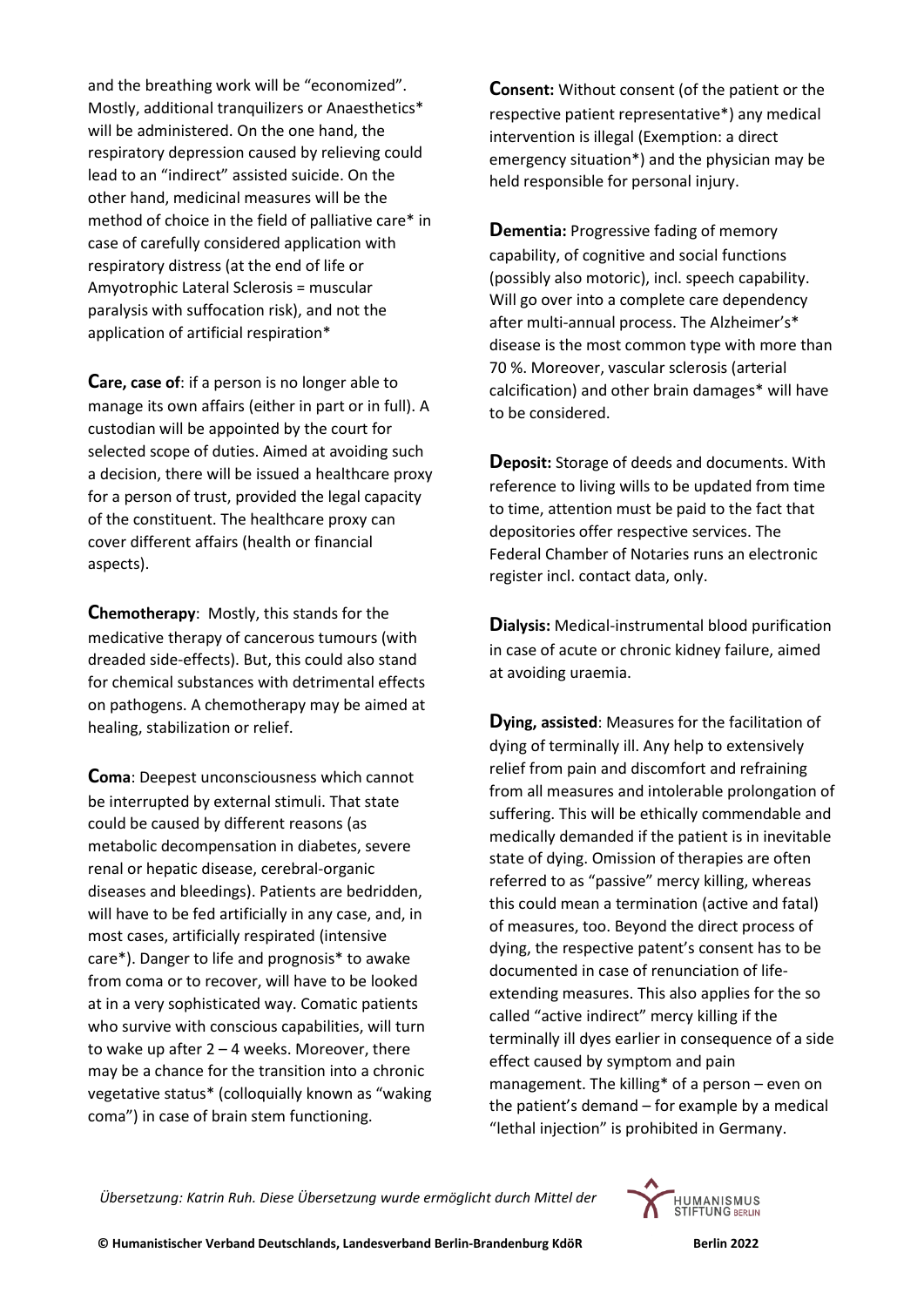and the breathing work will be "economized". Mostly, additional tranquilizers or Anaesthetics* will be administered. On the one hand, the respiratory depression caused by relieving could lead to an "indirect" assisted suicide. On the other hand, medicinal measures will be the method of choice in the field of palliative care* in case of carefully considered application with respiratory distress (at the end of life or Amyotrophic Lateral Sclerosis = muscular paralysis with suffocation risk), and not the application of artificial respiration*

**Care, case of**: if a person is no longer able to manage its own affairs (either in part or in full). A custodian will be appointed by the court for selected scope of duties. Aimed at avoiding such a decision, there will be issued a healthcare proxy for a person of trust, provided the legal capacity of the constituent. The healthcare proxy can cover different affairs (health or financial aspects).

**Chemotherapy**: Mostly, this stands for the medicative therapy of cancerous tumours (with dreaded side-effects). But, this could also stand for chemical substances with detrimental effects on pathogens. A chemotherapy may be aimed at healing, stabilization or relief.

**Coma**: Deepest unconsciousness which cannot be interrupted by external stimuli. That state could be caused by different reasons (as metabolic decompensation in diabetes, severe renal or hepatic disease, cerebral-organic diseases and bleedings). Patients are bedridden, will have to be fed artificially in any case, and, in most cases, artificially respirated (intensive care*). Danger to life and prognosis* to awake from coma or to recover, will have to be looked at in a very sophisticated way. Comatic patients who survive with conscious capabilities, will turn to wake up after 2 – 4 weeks. Moreover, there may be a chance for the transition into a chronic vegetative status* (colloquially known as "waking coma") in case of brain stem functioning.

**Consent:** Without consent (of the patient or the respective patient representative*) any medical intervention is illegal (Exemption: a direct emergency situation*) and the physician may be held responsible for personal injury.

**Dementia:** Progressive fading of memory capability, of cognitive and social functions (possibly also motoric), incl. speech capability. Will go over into a complete care dependency after multi-annual process. The Alzheimer's* disease is the most common type with more than 70 %. Moreover, vascular sclerosis (arterial calcification) and other brain damages* will have to be considered.

**Deposit:** Storage of deeds and documents. With reference to living wills to be updated from time to time, attention must be paid to the fact that depositories offer respective services. The Federal Chamber of Notaries runs an electronic register incl. contact data, only.

**Dialysis:** Medical-instrumental blood purification in case of acute or chronic kidney failure, aimed at avoiding uraemia.

**Dying, assisted**: Measures for the facilitation of dying of terminally ill. Any help to extensively relief from pain and discomfort and refraining from all measures and intolerable prolongation of suffering. This will be ethically commendable and medically demanded if the patient is in inevitable state of dying. Omission of therapies are often referred to as "passive" mercy killing, whereas this could mean a termination (active and fatal) of measures, too. Beyond the direct process of dying, the respective patent's consent has to be documented in case of renunciation of life-extending measures. This also applies for the so called "active indirect" mercy killing if the terminally ill dyes earlier in consequence of a side effect caused by symptom and pain management. The killing* of a person – even on the patient's demand – for example by a medical "lethal injection" is prohibited in Germany.

*Übersetzung: Katrin Ruh. Diese Übersetzung wurde ermöglicht durch Mittel der*

**© Humanistischer Verband Deutschlands, Landesverband Berlin-Brandenburg KdöR** **Berlin 2022**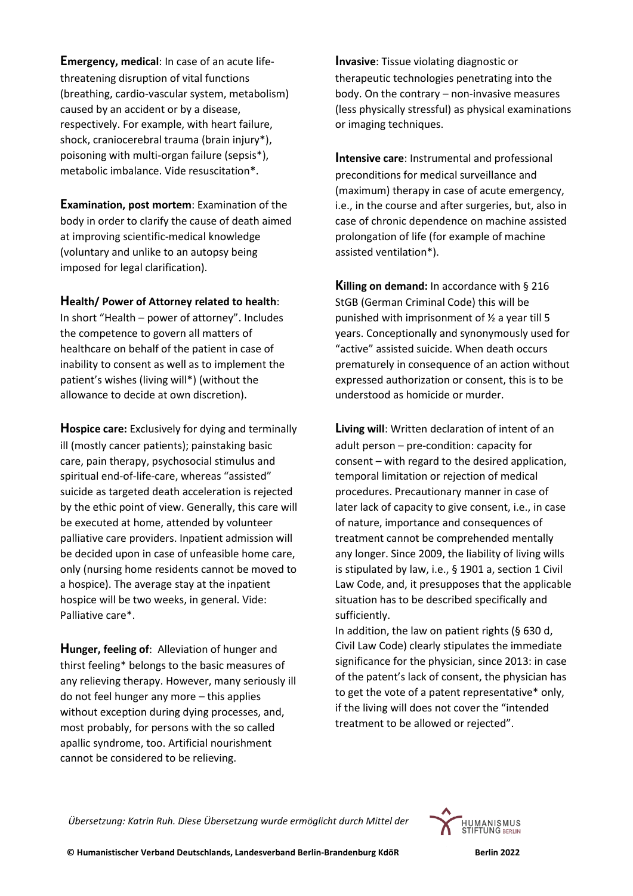**Emergency, medical**: In case of an acute life-threatening disruption of vital functions (breathing, cardio-vascular system, metabolism) caused by an accident or by a disease, respectively. For example, with heart failure, shock, craniocerebral trauma (brain injury*), poisoning with multi-organ failure (sepsis*), metabolic imbalance. Vide resuscitation*.

**Examination, post mortem**: Examination of the body in order to clarify the cause of death aimed at improving scientific-medical knowledge (voluntary and unlike to an autopsy being imposed for legal clarification).

**Health/ Power of Attorney related to health**: In short "Health – power of attorney". Includes the competence to govern all matters of healthcare on behalf of the patient in case of inability to consent as well as to implement the patient's wishes (living will*) (without the allowance to decide at own discretion).

**Hospice care:** Exclusively for dying and terminally ill (mostly cancer patients); painstaking basic care, pain therapy, psychosocial stimulus and spiritual end-of-life-care, whereas "assisted" suicide as targeted death acceleration is rejected by the ethic point of view. Generally, this care will be executed at home, attended by volunteer palliative care providers. Inpatient admission will be decided upon in case of unfeasible home care, only (nursing home residents cannot be moved to a hospice). The average stay at the inpatient hospice will be two weeks, in general. Vide: Palliative care*.

**Hunger, feeling of**: Alleviation of hunger and thirst feeling* belongs to the basic measures of any relieving therapy. However, many seriously ill do not feel hunger any more – this applies without exception during dying processes, and, most probably, for persons with the so called apallic syndrome, too. Artificial nourishment cannot be considered to be relieving.

**Invasive**: Tissue violating diagnostic or therapeutic technologies penetrating into the body. On the contrary – non-invasive measures (less physically stressful) as physical examinations or imaging techniques.

**Intensive care**: Instrumental and professional preconditions for medical surveillance and (maximum) therapy in case of acute emergency, i.e., in the course and after surgeries, but, also in case of chronic dependence on machine assisted prolongation of life (for example of machine assisted ventilation*).

**Killing on demand:** In accordance with § 216 StGB (German Criminal Code) this will be punished with imprisonment of ½ a year till 5 years. Conceptionally and synonymously used for "active" assisted suicide. When death occurs prematurely in consequence of an action without expressed authorization or consent, this is to be understood as homicide or murder.

**Living will**: Written declaration of intent of an adult person – pre-condition: capacity for consent – with regard to the desired application, temporal limitation or rejection of medical procedures. Precautionary manner in case of later lack of capacity to give consent, i.e., in case of nature, importance and consequences of treatment cannot be comprehended mentally any longer. Since 2009, the liability of living wills is stipulated by law, i.e., § 1901 a, section 1 Civil Law Code, and, it presupposes that the applicable situation has to be described specifically and sufficiently.

In addition, the law on patient rights (§ 630 d, Civil Law Code) clearly stipulates the immediate significance for the physician, since 2013: in case of the patent's lack of consent, the physician has to get the vote of a patent representative* only, if the living will does not cover the "intended treatment to be allowed or rejected".

*Übersetzung: Katrin Ruh. Diese Übersetzung wurde ermöglicht durch Mittel der*

**© Humanistischer Verband Deutschlands, Landesverband Berlin-Brandenburg KdöR** **Berlin 2022**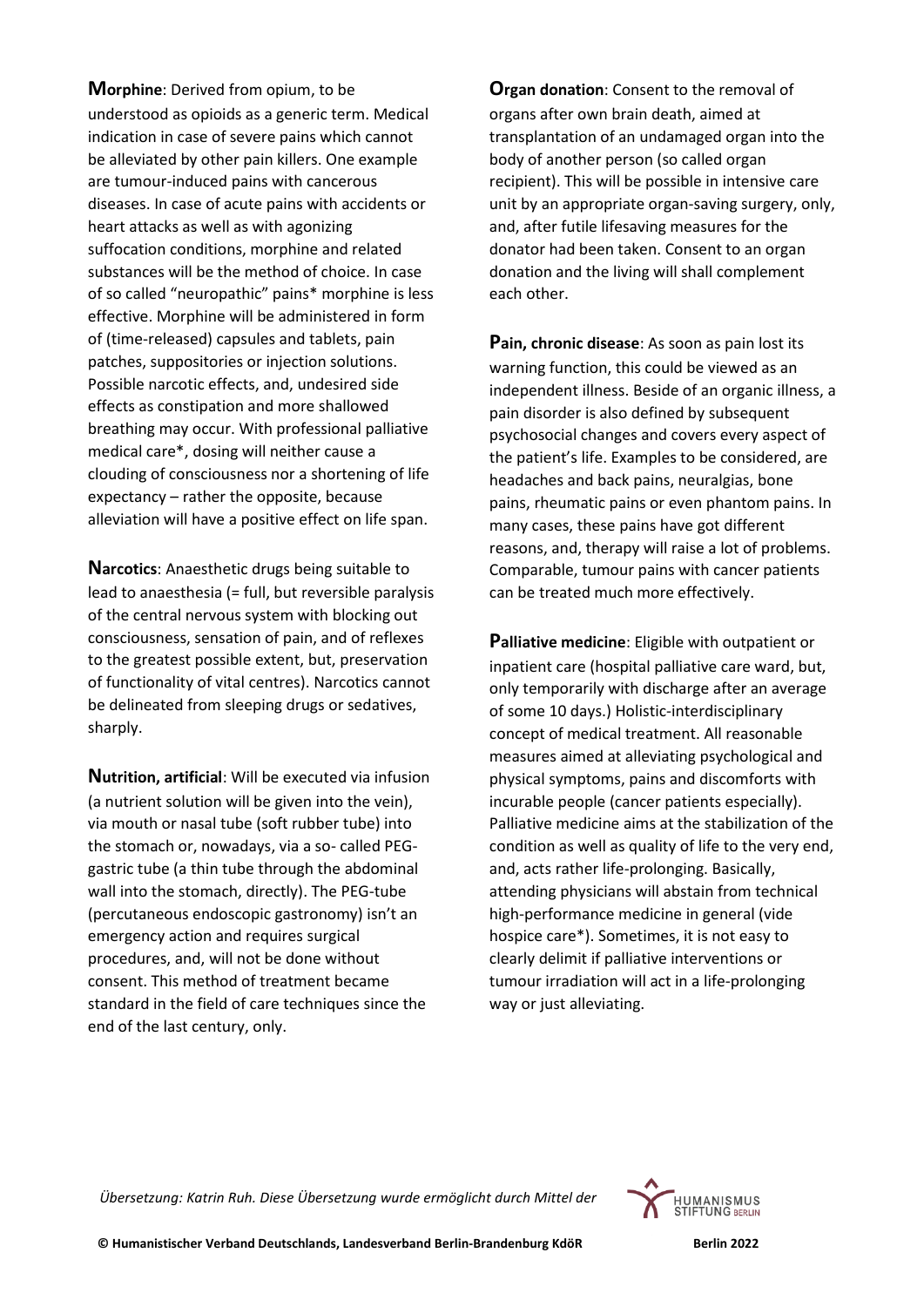**Morphine**: Derived from opium, to be understood as opioids as a generic term. Medical indication in case of severe pains which cannot be alleviated by other pain killers. One example are tumour-induced pains with cancerous diseases. In case of acute pains with accidents or heart attacks as well as with agonizing suffocation conditions, morphine and related substances will be the method of choice. In case of so called "neuropathic" pains* morphine is less effective. Morphine will be administered in form of (time-released) capsules and tablets, pain patches, suppositories or injection solutions. Possible narcotic effects, and, undesired side effects as constipation and more shallowed breathing may occur. With professional palliative medical care*, dosing will neither cause a clouding of consciousness nor a shortening of life expectancy – rather the opposite, because alleviation will have a positive effect on life span.

**Narcotics**: Anaesthetic drugs being suitable to lead to anaesthesia (= full, but reversible paralysis of the central nervous system with blocking out consciousness, sensation of pain, and of reflexes to the greatest possible extent, but, preservation of functionality of vital centres). Narcotics cannot be delineated from sleeping drugs or sedatives, sharply.

**Nutrition, artificial**: Will be executed via infusion (a nutrient solution will be given into the vein), via mouth or nasal tube (soft rubber tube) into the stomach or, nowadays, via a so- called PEG-gastric tube (a thin tube through the abdominal wall into the stomach, directly). The PEG-tube (percutaneous endoscopic gastronomy) isn't an emergency action and requires surgical procedures, and, will not be done without consent. This method of treatment became standard in the field of care techniques since the end of the last century, only.

**Organ donation**: Consent to the removal of organs after own brain death, aimed at transplantation of an undamaged organ into the body of another person (so called organ recipient). This will be possible in intensive care unit by an appropriate organ-saving surgery, only, and, after futile lifesaving measures for the donator had been taken. Consent to an organ donation and the living will shall complement each other.

**Pain, chronic disease**: As soon as pain lost its warning function, this could be viewed as an independent illness. Beside of an organic illness, a pain disorder is also defined by subsequent psychosocial changes and covers every aspect of the patient's life. Examples to be considered, are headaches and back pains, neuralgias, bone pains, rheumatic pains or even phantom pains. In many cases, these pains have got different reasons, and, therapy will raise a lot of problems. Comparable, tumour pains with cancer patients can be treated much more effectively.

**Palliative medicine**: Eligible with outpatient or inpatient care (hospital palliative care ward, but, only temporarily with discharge after an average of some 10 days.) Holistic-interdisciplinary concept of medical treatment. All reasonable measures aimed at alleviating psychological and physical symptoms, pains and discomforts with incurable people (cancer patients especially). Palliative medicine aims at the stabilization of the condition as well as quality of life to the very end, and, acts rather life-prolonging. Basically, attending physicians will abstain from technical high-performance medicine in general (vide hospice care*). Sometimes, it is not easy to clearly delimit if palliative interventions or tumour irradiation will act in a life-prolonging way or just alleviating.

*Übersetzung: Katrin Ruh. Diese Übersetzung wurde ermöglicht durch Mittel der* HUMANISMUS STIFTUNG BERLIN

**© Humanistischer Verband Deutschlands, Landesverband Berlin-Brandenburg KdöR** **Berlin 2022**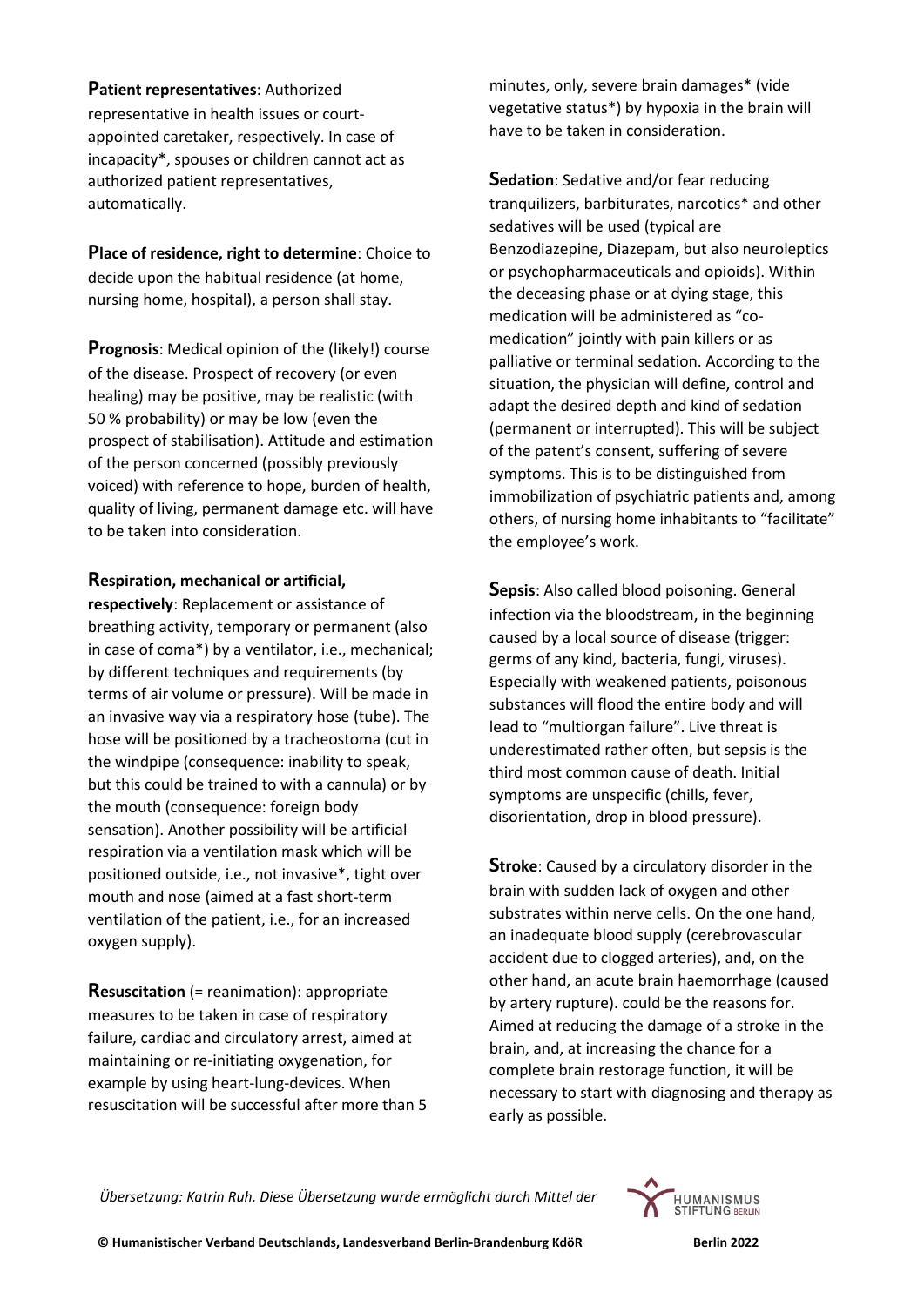**Patient representatives**: Authorized representative in health issues or court-appointed caretaker, respectively. In case of incapacity*, spouses or children cannot act as authorized patient representatives, automatically.

**Place of residence, right to determine**: Choice to decide upon the habitual residence (at home, nursing home, hospital), a person shall stay.

**Prognosis**: Medical opinion of the (likely!) course of the disease. Prospect of recovery (or even healing) may be positive, may be realistic (with 50 % probability) or may be low (even the prospect of stabilisation). Attitude and estimation of the person concerned (possibly previously voiced) with reference to hope, burden of health, quality of living, permanent damage etc. will have to be taken into consideration.

**Respiration, mechanical or artificial, respectively**: Replacement or assistance of breathing activity, temporary or permanent (also in case of coma*) by a ventilator, i.e., mechanical; by different techniques and requirements (by terms of air volume or pressure). Will be made in an invasive way via a respiratory hose (tube). The hose will be positioned by a tracheostoma (cut in the windpipe (consequence: inability to speak, but this could be trained to with a cannula) or by the mouth (consequence: foreign body sensation). Another possibility will be artificial respiration via a ventilation mask which will be positioned outside, i.e., not invasive*, tight over mouth and nose (aimed at a fast short-term ventilation of the patient, i.e., for an increased oxygen supply).

**Resuscitation** (= reanimation): appropriate measures to be taken in case of respiratory failure, cardiac and circulatory arrest, aimed at maintaining or re-initiating oxygenation, for example by using heart-lung-devices. When resuscitation will be successful after more than 5 minutes, only, severe brain damages* (vide vegetative status*) by hypoxia in the brain will have to be taken in consideration.

**Sedation**: Sedative and/or fear reducing tranquilizers, barbiturates, narcotics* and other sedatives will be used (typical are Benzodiazepine, Diazepam, but also neuroleptics or psychopharmaceuticals and opioids). Within the deceasing phase or at dying stage, this medication will be administered as "co-medication" jointly with pain killers or as palliative or terminal sedation. According to the situation, the physician will define, control and adapt the desired depth and kind of sedation (permanent or interrupted). This will be subject of the patent's consent, suffering of severe symptoms. This is to be distinguished from immobilization of psychiatric patients and, among others, of nursing home inhabitants to "facilitate" the employee's work.

**Sepsis**: Also called blood poisoning. General infection via the bloodstream, in the beginning caused by a local source of disease (trigger: germs of any kind, bacteria, fungi, viruses). Especially with weakened patients, poisonous substances will flood the entire body and will lead to "multiorgan failure". Live threat is underestimated rather often, but sepsis is the third most common cause of death. Initial symptoms are unspecific (chills, fever, disorientation, drop in blood pressure).

**Stroke**: Caused by a circulatory disorder in the brain with sudden lack of oxygen and other substrates within nerve cells. On the one hand, an inadequate blood supply (cerebrovascular accident due to clogged arteries), and, on the other hand, an acute brain haemorrhage (caused by artery rupture). could be the reasons for. Aimed at reducing the damage of a stroke in the brain, and, at increasing the chance for a complete brain restorage function, it will be necessary to start with diagnosing and therapy as early as possible.

*Übersetzung: Katrin Ruh. Diese Übersetzung wurde ermöglicht durch Mittel der*

**© Humanistischer Verband Deutschlands, Landesverband Berlin-Brandenburg KdöR** **Berlin 2022**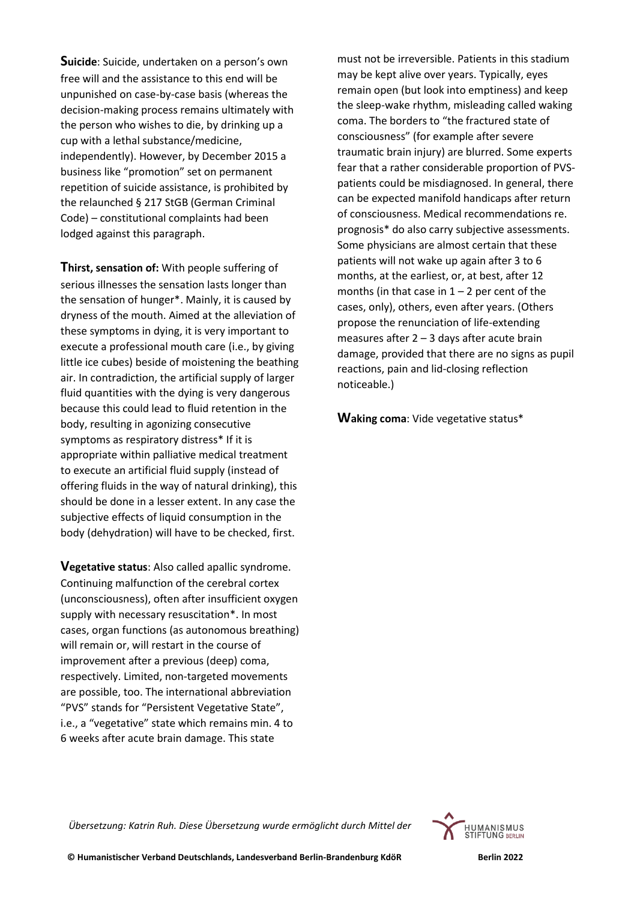**Suicide**: Suicide, undertaken on a person's own free will and the assistance to this end will be unpunished on case-by-case basis (whereas the decision-making process remains ultimately with the person who wishes to die, by drinking up a cup with a lethal substance/medicine, independently). However, by December 2015 a business like "promotion" set on permanent repetition of suicide assistance, is prohibited by the relaunched § 217 StGB (German Criminal Code) – constitutional complaints had been lodged against this paragraph.

**Thirst, sensation of:** With people suffering of serious illnesses the sensation lasts longer than the sensation of hunger*. Mainly, it is caused by dryness of the mouth. Aimed at the alleviation of these symptoms in dying, it is very important to execute a professional mouth care (i.e., by giving little ice cubes) beside of moistening the beathing air. In contradiction, the artificial supply of larger fluid quantities with the dying is very dangerous because this could lead to fluid retention in the body, resulting in agonizing consecutive symptoms as respiratory distress* If it is appropriate within palliative medical treatment to execute an artificial fluid supply (instead of offering fluids in the way of natural drinking), this should be done in a lesser extent. In any case the subjective effects of liquid consumption in the body (dehydration) will have to be checked, first.

**Vegetative status**: Also called apallic syndrome. Continuing malfunction of the cerebral cortex (unconsciousness), often after insufficient oxygen supply with necessary resuscitation*. In most cases, organ functions (as autonomous breathing) will remain or, will restart in the course of improvement after a previous (deep) coma, respectively. Limited, non-targeted movements are possible, too. The international abbreviation "PVS" stands for "Persistent Vegetative State", i.e., a "vegetative" state which remains min. 4 to 6 weeks after acute brain damage. This state must not be irreversible. Patients in this stadium may be kept alive over years. Typically, eyes remain open (but look into emptiness) and keep the sleep-wake rhythm, misleading called waking coma. The borders to "the fractured state of consciousness" (for example after severe traumatic brain injury) are blurred. Some experts fear that a rather considerable proportion of PVS-patients could be misdiagnosed. In general, there can be expected manifold handicaps after return of consciousness. Medical recommendations re. prognosis* do also carry subjective assessments. Some physicians are almost certain that these patients will not wake up again after 3 to 6 months, at the earliest, or, at best, after 12 months (in that case in 1 – 2 per cent of the cases, only), others, even after years. (Others propose the renunciation of life-extending measures after 2 – 3 days after acute brain damage, provided that there are no signs as pupil reactions, pain and lid-closing reflection noticeable.)

**Waking coma**: Vide vegetative status*

*Übersetzung: Katrin Ruh. Diese Übersetzung wurde ermöglicht durch Mittel der*

**© Humanistischer Verband Deutschlands, Landesverband Berlin-Brandenburg KdöR** **Berlin 2022**